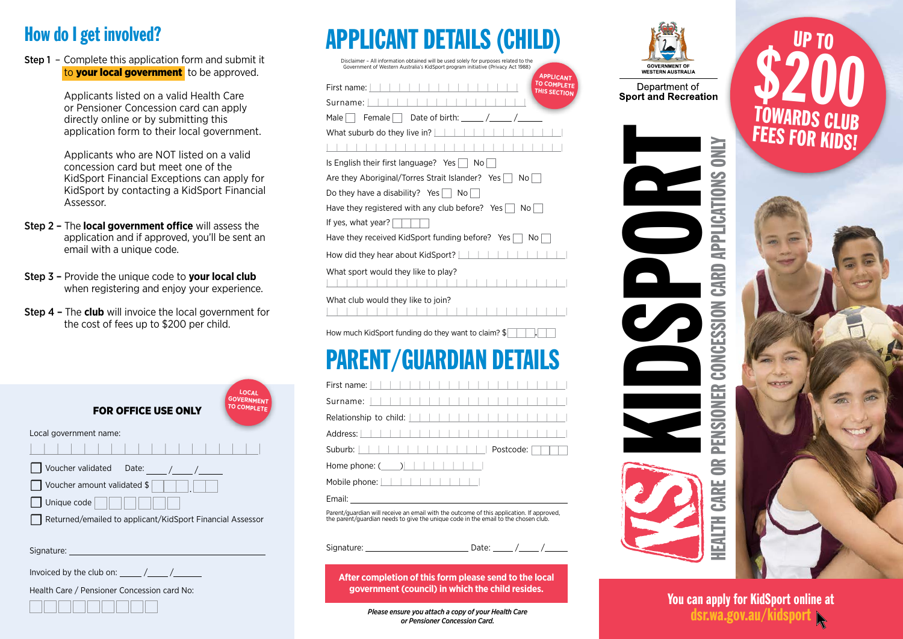## How do I get involved?

**Step 1** – Complete this application form and submit it to **your local government** to be approved.

Applicants listed on a valid Health Care or Pensioner Concession card can apply directly online or by submitting this application form to their local government.

Applicants who are NOT listed on a valid concession card but meet one of the KidSport Financial Exceptions can apply for KidSport by contacting a KidSport Financial Assessor.

**Step 2 –** The **local government office** will assess the application and if approved, you'll be sent an email with a unique code.

**Step 3 –** Provide the unique code to **your local club** when registering and enjoy your experience.

**Step 4 –** The **club** will invoice the local government for the cost of fees up to $200 per child.

### FOR OFFICE USE ONLY

LOCAL GOVERNMENT TO COMPLETE

Local government name:

☐ Voucher validated Date: ____/____/____

☐ Voucher amount validated $ ___.__

☐ Unique code

☐ Returned/emailed to applicant/KidSport Financial Assessor

Signature: ____________________

Invoiced by the club on: ____/____/____

Health Care / Pensioner Concession card No:

# APPLICANT DETAILS (CHILD)

Disclaimer – All information obtained will be used solely for purposes related to the Government of Western Australia's KidSport program initiative (Privacy Act 1988)

APPLICANT TO COMPLETE THIS SECTION

First name:

Surname:

Male ☐ Female ☐ Date of birth: ____/____/____

What suburb do they live in?

Is English their first language? Yes ☐ No ☐

Are they Aboriginal/Torres Strait Islander? Yes ☐ No ☐

Do they have a disability? Yes ☐ No ☐

Have they registered with any club before? Yes ☐ No ☐

If yes, what year?

Have they received KidSport funding before? Yes ☐ No ☐

How did they hear about KidSport?

What sport would they like to play?

What club would they like to join?

How much KidSport funding do they want to claim? $ ___.__

# PARENT/GUARDIAN DETAILS

First name:

Surname:

Relationship to child:

Address:

Suburb: Postcode:

Home phone: ( )

Mobile phone:

Email:

Parent/guardian will receive an email with the outcome of this application. If approved, the parent/guardian needs to give the unique code in the email to the chosen club.

Signature: ____________________ Date: ____/____/____

**After completion of this form please send to the local government (council) in which the child resides.**

*Please ensure you attach a copy of your Health Care or Pensioner Concession Card.*

GOVERNMENT OF WESTERN AUSTRALIA

Department of **Sport and Recreation**

# KIDSPORT

HEALTH CARE OR PENSIONER CONCESSION CARD APPLICATIONS ONLY

## UP TO $200 TOWARDS CLUB FEES FOR KIDS!

**You can apply for KidSport online at dsr.wa.gov.au/kidsport**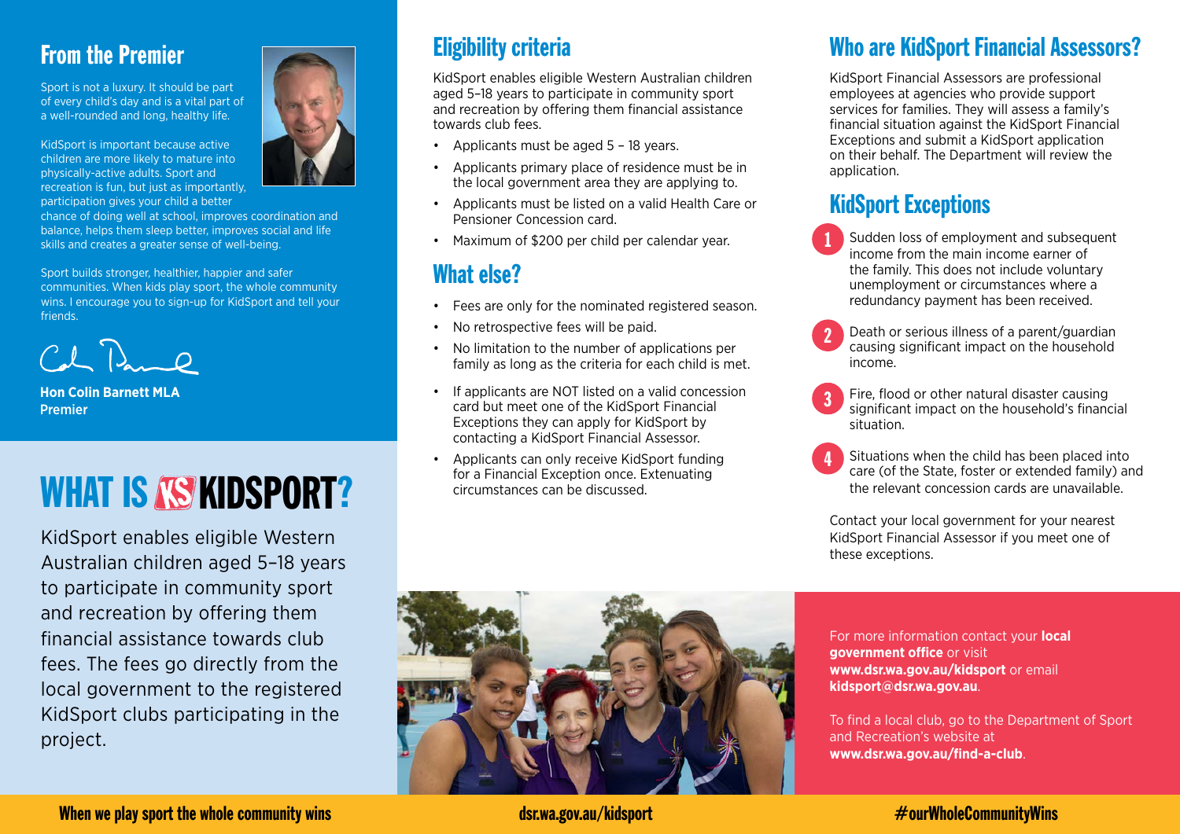## From the Premier

Sport is not a luxury. It should be part of every child's day and is a vital part of a well-rounded and long, healthy life.

KidSport is important because active children are more likely to mature into physically-active adults. Sport and recreation is fun, but just as importantly, participation gives your child a better chance of doing well at school, improves coordination and balance, helps them sleep better, improves social and life skills and creates a greater sense of well-being.

Sport builds stronger, healthier, happier and safer communities. When kids play sport, the whole community wins. I encourage you to sign-up for KidSport and tell your friends.

**Hon Colin Barnett MLA**
**Premier**

# WHAT IS KIDSPORT?

KidSport enables eligible Western Australian children aged 5–18 years to participate in community sport and recreation by offering them financial assistance towards club fees. The fees go directly from the local government to the registered KidSport clubs participating in the project.

## Eligibility criteria

KidSport enables eligible Western Australian children aged 5–18 years to participate in community sport and recreation by offering them financial assistance towards club fees.

- Applicants must be aged 5 – 18 years.
- Applicants primary place of residence must be in the local government area they are applying to.
- Applicants must be listed on a valid Health Care or Pensioner Concession card.
- Maximum of $200 per child per calendar year.

## What else?

- Fees are only for the nominated registered season.
- No retrospective fees will be paid.
- No limitation to the number of applications per family as long as the criteria for each child is met.
- If applicants are NOT listed on a valid concession card but meet one of the KidSport Financial Exceptions they can apply for KidSport by contacting a KidSport Financial Assessor.
- Applicants can only receive KidSport funding for a Financial Exception once. Extenuating circumstances can be discussed.

## Who are KidSport Financial Assessors?

KidSport Financial Assessors are professional employees at agencies who provide support services for families. They will assess a family's financial situation against the KidSport Financial Exceptions and submit a KidSport application on their behalf. The Department will review the application.

## KidSport Exceptions

1. Sudden loss of employment and subsequent income from the main income earner of the family. This does not include voluntary unemployment or circumstances where a redundancy payment has been received.
2. Death or serious illness of a parent/guardian causing significant impact on the household income.
3. Fire, flood or other natural disaster causing significant impact on the household's financial situation.
4. Situations when the child has been placed into care (of the State, foster or extended family) and the relevant concession cards are unavailable.

Contact your local government for your nearest KidSport Financial Assessor if you meet one of these exceptions.

For more information contact your **local government office** or visit **www.dsr.wa.gov.au/kidsport** or email **kidsport@dsr.wa.gov.au**.

To find a local club, go to the Department of Sport and Recreation's website at **www.dsr.wa.gov.au/find-a-club**.

When we play sport the whole community wins

dsr.wa.gov.au/kidsport

#ourWholeCommunityWins